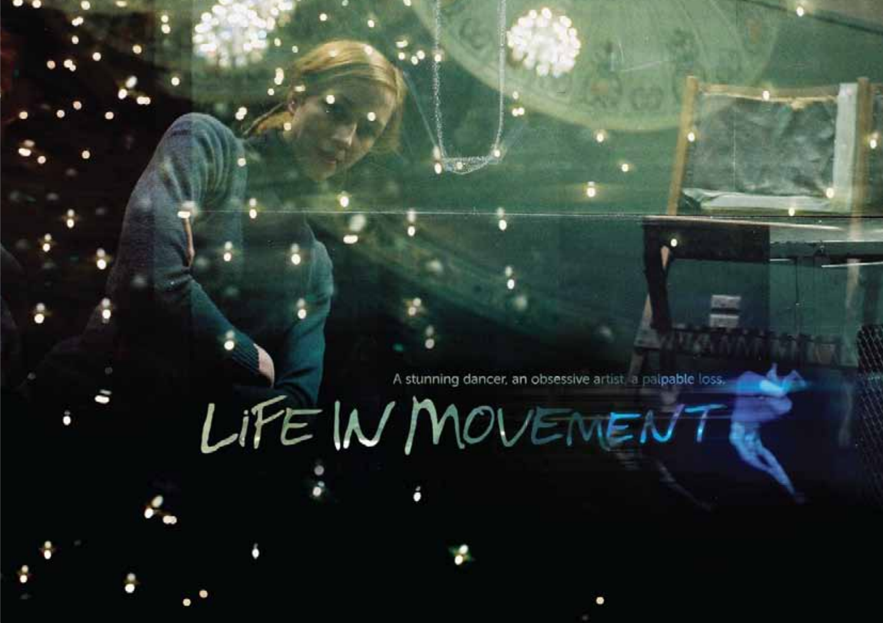A stunning dancer, an obsessive artist, a palpable loss.

# LIFE IN MOVEMENT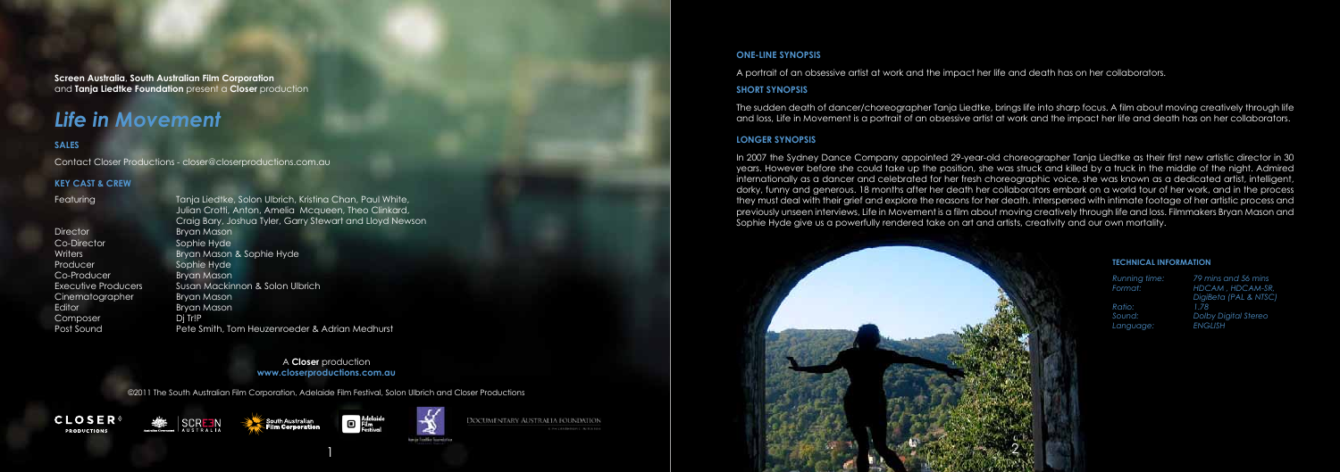**Screen Australia**, **South Australian Film Corporation** and **Tanja Liedtke Foundation** present a **Closer** production

# *Life in Movement*

### SALES

Contact Closer Productions - closer@closerproductions.com.au

### KEY CAST & CREW

| | |
|---|---|
| Featuring | Tanja Liedtke, Solon Ulbrich, Kristina Chan, Paul White, Julian Crotti, Anton, Amelia Mcqueen, Theo Clinkard, Craig Bary, Joshua Tyler, Garry Stewart and Lloyd Newson |
| Director | Bryan Mason |
| Co-Director | Sophie Hyde |
| Writers | Bryan Mason & Sophie Hyde |
| Producer | Sophie Hyde |
| Co-Producer | Bryan Mason |
| Executive Producers | Susan Mackinnon & Solon Ulbrich |
| Cinematographer | Bryan Mason |
| Editor | Bryan Mason |
| Composer | Dj Tr!P |
| Post Sound | Pete Smith, Tom Heuzenroeder & Adrian Medhurst |

A **Closer** production
**www.closerproductions.com.au**

©2011 The South Australian Film Corporation, Adelaide Film Festival, Solon Ulbrich and Closer Productions

DOCUMENTARY AUSTRALIA FOUNDATION

### ONE-LINE SYNOPSIS

A portrait of an obsessive artist at work and the impact her life and death has on her collaborators.

### SHORT SYNOPSIS

The sudden death of dancer/choreographer Tanja Liedtke, brings life into sharp focus. A film about moving creatively through life and loss, Life in Movement is a portrait of an obsessive artist at work and the impact her life and death has on her collaborators.

### LONGER SYNOPSIS

In 2007 the Sydney Dance Company appointed 29-year-old choreographer Tanja Liedtke as their first new artistic director in 30 years. However before she could take up the position, she was struck and killed by a truck in the middle of the night. Admired internationally as a dancer and celebrated for her fresh choreographic voice, she was known as a dedicated artist, intelligent, dorky, funny and generous. 18 months after her death her collaborators embark on a world tour of her work, and in the process they must deal with their grief and explore the reasons for her death. Interspersed with intimate footage of her artistic process and previously unseen interviews, Life in Movement is a film about moving creatively through life and loss. Filmmakers Bryan Mason and Sophie Hyde give us a powerfully rendered take on art and artists, creativity and our own mortality.

### TECHNICAL INFORMATION

| | |
|---|---|
| *Running time:* | *79 mins and 56 mins* |
| *Format:* | *HDCAM , HDCAM-SR, DigiBeta (PAL & NTSC)* |
| *Ratio:* | *1.78* |
| *Sound:* | *Dolby Digital Stereo* |
| *Language:* | *ENGLISH* |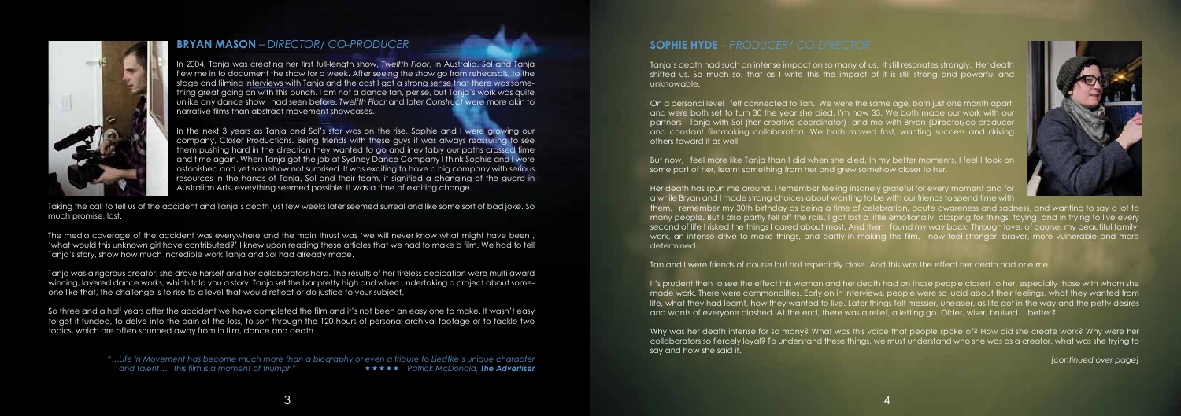## BRYAN MASON – *DIRECTOR/ CO-PRODUCER*

In 2004, Tanja was creating her first full-length show, *Twelfth Floor*, in Australia. Sol and Tanja flew me in to document the show for a week. After seeing the show go from rehearsals, to the stage and filming interviews with Tanja and the cast I got a strong sense that there was something great going on with this bunch. I am not a dance fan, per se, but Tanja's work was quite unlike any dance show I had seen before. *Twelfth Floor* and later *Construct* were more akin to narrative films than abstract movement showcases.

In the next 3 years as Tanja and Sol's star was on the rise, Sophie and I were growing our company, Closer Productions. Being friends with these guys it was always reassuring to see them pushing hard in the direction they wanted to go and inevitably our paths crossed time and time again. When Tanja got the job at Sydney Dance Company I think Sophie and I were astonished and yet somehow not surprised. It was exciting to have a big company with serious resources in the hands of Tanja, Sol and their team, it signified a changing of the guard in Australian Arts, everything seemed possible. It was a time of exciting change.

Taking the call to tell us of the accident and Tanja's death just few weeks later seemed surreal and like some sort of bad joke. So much promise, lost.

The media coverage of the accident was everywhere and the main thrust was 'we will never know what might have been', 'what would this unknown girl have contributed?' I knew upon reading these articles that we had to make a film. We had to tell Tanja's story, show how much incredible work Tanja and Sol had already made.

Tanja was a rigorous creator; she drove herself and her collaborators hard. The results of her tireless dedication were multi award winning, layered dance works, which told you a story. Tanja set the bar pretty high and when undertaking a project about someone like that, the challenge is to rise to a level that would reflect or do justice to your subject.

So three and a half years after the accident we have completed the film and it's not been an easy one to make. It wasn't easy to get it funded, to delve into the pain of the loss, to sort through the 120 hours of personal archival footage or to tackle two topics, which are often shunned away from in film, dance and death.

*"...Life In Movement has become much more than a biography or even a tribute to Liedtke's unique character and talent.... this film is a moment of triumph"* ★★★★★ *Patrick McDonald, **The Advertiser***

## SOPHIE HYDE – *PRODUCER/ CO-DIRECTOR*

Tanja's death had such an intense impact on so many of us. It still resonates strongly. Her death shifted us. So much so, that as I write this the impact of it is still strong and powerful and unknowable.

On a personal level I felt connected to Tan. We were the same age, born just one month apart, and were both set to turn 30 the year she died. I'm now 33. We both made our work with our partners - Tanja with Sol (her creative coordinator) and me with Bryan (Director/co-producer and constant filmmaking collaborator). We both moved fast, wanting success and driving others toward it as well.

But now, I feel more like Tanja than I did when she died. In my better moments, I feel I took on some part of her, learnt something from her and grew somehow closer to her.

Her death has spun me around. I remember feeling insanely grateful for every moment and for a while Bryan and I made strong choices about wanting to be with our friends to spend time with them. I remember my 30th birthday as being a time of celebration, acute awareness and sadness, and wanting to say a lot to many people. But I also partly fell off the rails. I got lost a little emotionally, clasping for things, toying, and in trying to live every second of life I risked the things I cared about most. And then I found my way back. Through love, of course, my beautiful family, work, an intense drive to make things, and partly in making this film. I now feel stronger, braver, more vulnerable and more determined.

Tan and I were friends of course but not especially close. And this was the effect her death had one me.

It's prudent then to see the effect this woman and her death had on those people closest to her, especially those with whom she made work. There were commonalities. Early on in interviews, people were so lucid about their feelings, what they wanted from life, what they had learnt, how they wanted to live. Later things felt messier, uneasier, as life got in the way and the petty desires and wants of everyone clashed. At the end, there was a relief, a letting go. Older, wiser, bruised... better?

Why was her death intense for so many? What was this voice that people spoke of? How did she create work? Why were her collaborators so fiercely loyal? To understand these things, we must understand who she was as a creator, what was she trying to say and how she said it.

*[continued over page]*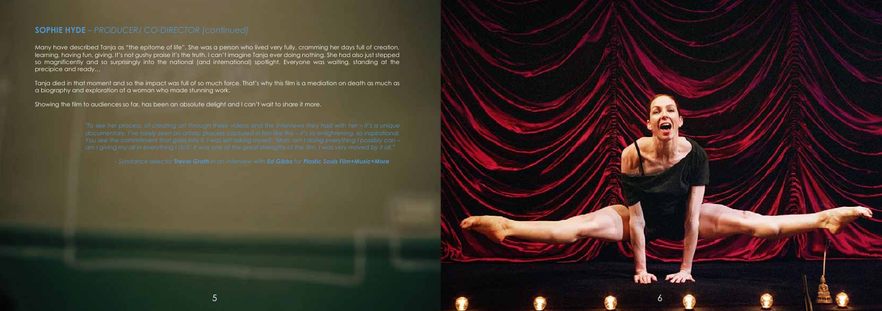## **SOPHIE HYDE** – *PRODUCER/ CO-DIRECTOR [continued]*

Many have described Tanja as "the epitome of life". She was a person who lived very fully, cramming her days full of creation, learning, having fun, giving. It's not gushy praise it's the truth. I can't imagine Tanja ever doing nothing. She had also just stepped so magnificently and so surprisingly into the national (and international) spotlight. Everyone was waiting, standing at the precipice and ready…

Tanja died in that moment and so the impact was full of so much force. That's why this film is a mediation on death as much as a biography and exploration of a woman who made stunning work.

Showing the film to audiences so far, has been an absolute delight and I can't wait to share it more.

> *"To see her process, of creating art through these videos and the interviews they had with her – it's a unique documentary. I've rarely seen an artistic process captured in film like this – it's so enlightening, so inspirational. You see the commitment that goes into it. I was left asking myself, 'Man, am I doing everything I possibly can – am I giving my all in everything I do?' It was one of the great strengths of the film. I was very moved by it all."*
>
> *- Sundance selector **Trevor Groth** in an interview with **Ed Gibbs** for **Plastic Souls Film+Music+More***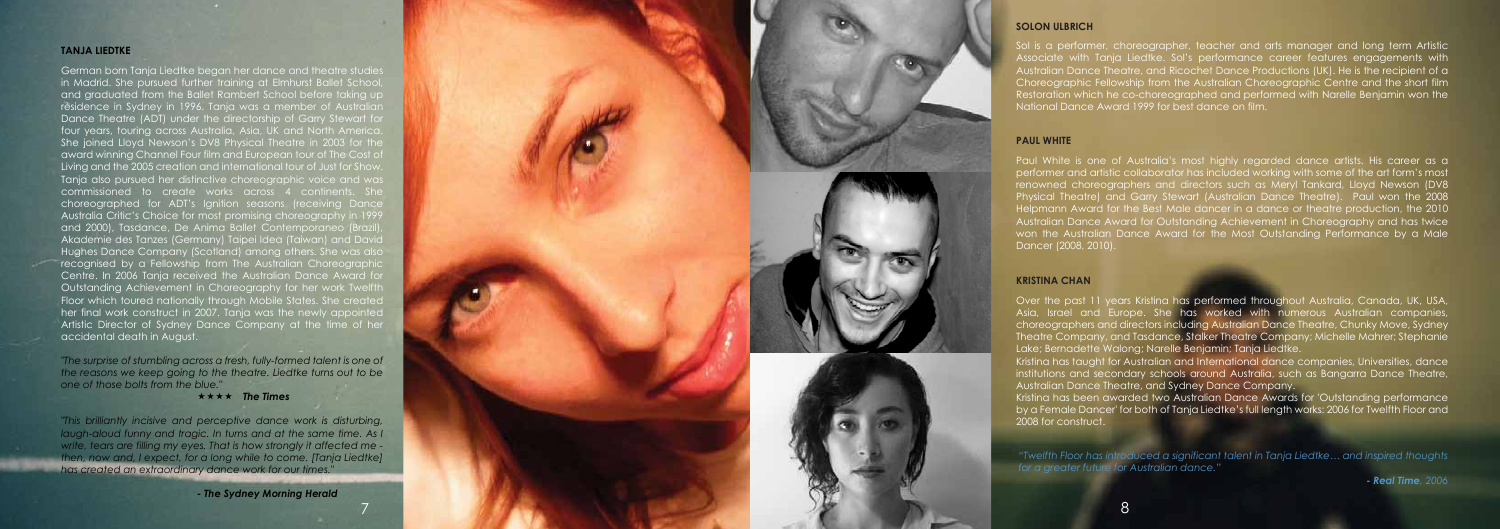## TANJA LIEDTKE

German born Tanja Liedtke began her dance and theatre studies in Madrid. She pursued further training at Elmhurst Ballet School, and graduated from the Ballet Rambert School before taking up résidence in Sydney in 1996. Tanja was a member of Australian Dance Theatre (ADT) under the directorship of Garry Stewart for four years, touring across Australia, Asia, UK and North America. She joined Lloyd Newson's DV8 Physical Theatre in 2003 for the award winning Channel Four film and European tour of The Cost of Living and the 2005 creation and international tour of Just for Show. Tanja also pursued her distinctive choreographic voice and was commissioned to create works across 4 continents. She choreographed for ADT's Ignition seasons (receiving Dance Australia Critic's Choice for most promising choreography in 1999 and 2000), Tasdance, De Anima Ballet Contemporaneo (Brazil), Akademie des Tanzes (Germany) Taipei Idea (Taiwan) and David Hughes Dance Company (Scotland) among others. She was also recognised by a Fellowship from The Australian Choreographic Centre. In 2006 Tanja received the Australian Dance Award for Outstanding Achievement in Choreography for her work Twelfth Floor which toured nationally through Mobile States. She created her final work construct in 2007. Tanja was the newly appointed Artistic Director of Sydney Dance Company at the time of her accidental death in August.

*"The surprise of stumbling across a fresh, fully-formed talent is one of the reasons we keep going to the theatre. Liedtke turns out to be one of those bolts from the blue."*

**★★★★ *The Times***

*"This brilliantly incisive and perceptive dance work is disturbing, laugh-aloud funny and tragic. In turns and at the same time. As I write, tears are filling my eyes. That is how strongly it affected me - then, now and, I expect, for a long while to come. [Tanja Liedtke] has created an extraordinary dance work for our times."*

***- The Sydney Morning Herald***

## SOLON ULBRICH

Sol is a performer, choreographer, teacher and arts manager and long term Artistic Associate with Tanja Liedtke. Sol's performance career features engagements with Australian Dance Theatre, and Ricochet Dance Productions (UK). He is the recipient of a Choreographic Fellowship from the Australian Choreographic Centre and the short film Restoration which he co-choreographed and performed with Narelle Benjamin won the National Dance Award 1999 for best dance on film.

## PAUL WHITE

Paul White is one of Australia's most highly regarded dance artists. His career as a performer and artistic collaborator has included working with some of the art form's most renowned choreographers and directors such as Meryl Tankard, Lloyd Newson (DV8 Physical Theatre) and Garry Stewart (Australian Dance Theatre). Paul won the 2008 Helpmann Award for the Best Male dancer in a dance or theatre production, the 2010 Australian Dance Award for Outstanding Achievement in Choreography and has twice won the Australian Dance Award for the Most Outstanding Performance by a Male Dancer (2008, 2010).

## KRISTINA CHAN

Over the past 11 years Kristina has performed throughout Australia, Canada, UK, USA, Asia, Israel and Europe. She has worked with numerous Australian companies, choreographers and directors including Australian Dance Theatre, Chunky Move, Sydney Theatre Company, and Tasdance, Stalker Theatre Company; Michelle Mahrer; Stephanie Lake; Bernadette Walong; Narelle Benjamin; Tanja Liedtke.

Kristina has taught for Australian and International dance companies, Universities, dance institutions and secondary schools around Australia, such as Bangarra Dance Theatre, Australian Dance Theatre, and Sydney Dance Company.

Kristina has been awarded two Australian Dance Awards for 'Outstanding performance by a Female Dancer' for both of Tanja Liedtke's full length works: 2006 for Twelfth Floor and 2008 for construct.

*"Twelfth Floor has introduced a significant talent in Tanja Liedtke… and inspired thoughts for a greater future for Australian dance."*

***- Real Time**, 2006*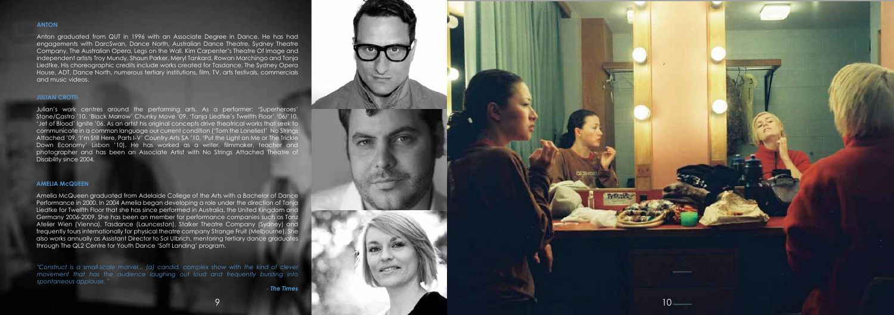### ANTON

Anton graduated from QUT in 1996 with an Associate Degree in Dance. He has had engagements with DarcSwan, Dance North, Australian Dance Theatre, Sydney Theatre Company, The Australian Opera, Legs on the Wall, Kim Carpenter's Theatre Of Image and independent artists Troy Mundy, Shaun Parker, Meryl Tankard, Rowan Marchingo and Tanja Liedtke. His choreographic credits include works created for Tasdance, The Sydney Opera House, ADT, Dance North, numerous tertiary institutions, film, TV, arts festivals, commercials and music videos.

### JULIAN CROTTI

Julian's work centres around the performing arts. As a performer: 'Superheroes' Stone/Castro '10, 'Black Marrow' Chunky Move '09, 'Tanja Liedtke's Twelfth Floor' '06/'10, 'Jet of Blood' Ignite '06. As an artist his original concepts drive theatrical works that seek to communicate in a common language our current condition ('Tom the Loneliest' No Strings Attached '09, 'I'm Still Here, Parts I-V' Country Arts SA '10, 'Put the Light on Me or The Trickle Down Economy' Lisbon '10). He has worked as a writer, filmmaker, teacher and photographer and has been an Associate Artist with No Strings Attached Theatre of Disability since 2004.

### AMELIA McQUEEN

Amelia McQueen graduated from Adelaide College of the Arts with a Bachelor of Dance Performance in 2000. In 2004 Amelia began developing a role under the direction of Tanja Liedtke for Twelfth Floor that she has since performed in Australia, the United Kingdom and Germany 2006-2009. She has been an member for performance companies such as Tanz Atelier Wien (Vienna), Tasdance (Launceston), Stalker Theatre Company (Sydney) and frequently tours internationally for physical theatre company Strange Fruit (Melbourne). She also works annually as Assistant Director to Sol Ulbrich, mentoring tertiary dance graduates through The QL2 Centre for Youth Dance 'Soft Landing' program.

*"Construct is a small-scale marvel... (a) candid, complex show with the kind of clever movement that has the audience laughing out loud and frequently bursting into spontaneous applause."*

***- The Times***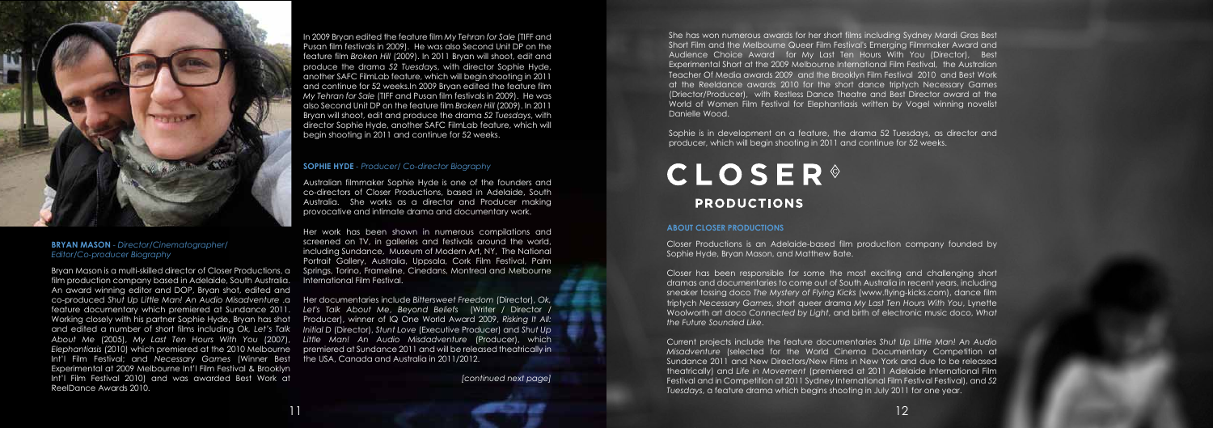**BRYAN MASON** - *Director/Cinematographer/ Editor/Co-producer Biography*

Bryan Mason is a multi-skilled director of Closer Productions, a film production company based in Adelaide, South Australia. An award winning editor and DOP, Bryan shot, edited and co-produced *Shut Up Little Man! An Audio Misadventure* .a feature documentary which premiered at Sundance 2011. Working closely with his partner Sophie Hyde, Bryan has shot and edited a number of short films including *Ok, Let's Talk About Me* (2005), *My Last Ten Hours With You* (2007), *Elephantiasis* (2010) which premiered at the 2010 Melbourne Int'l Film Festival; and *Necessary Games* (Winner Best Experimental at 2009 Melbourne Int'l Film Festival & Brooklyn Int'l Film Festival 2010) and was awarded Best Work at ReelDance Awards 2010.

In 2009 Bryan edited the feature film *My Tehran for Sale* (TIFF and Pusan film festivals in 2009). He was also Second Unit DP on the feature film *Broken Hill* (2009). In 2011 Bryan will shoot, edit and produce the drama *52 Tuesdays*, with director Sophie Hyde, another SAFC FilmLab feature, which will begin shooting in 2011 and continue for 52 weeks.In 2009 Bryan edited the feature film *My Tehran for Sale* (TIFF and Pusan film festivals in 2009). He was also Second Unit DP on the feature film *Broken Hill* (2009). In 2011 Bryan will shoot, edit and produce the drama *52 Tuesdays*, with director Sophie Hyde, another SAFC FilmLab feature, which will begin shooting in 2011 and continue for 52 weeks.

**SOPHIE HYDE** - *Producer/ Co-director Biography*

Australian filmmaker Sophie Hyde is one of the founders and co-directors of Closer Productions, based in Adelaide, South Australia. She works as a director and Producer making provocative and intimate drama and documentary work.

Her work has been shown in numerous compilations and screened on TV, in galleries and festivals around the world, including Sundance, Museum of Modern Art, NY, The National Portrait Gallery, Australia, Uppsala, Cork Film Festival, Palm Springs, Torino, Frameline, Cinedans, Montreal and Melbourne International Film Festival.

Her documentaries include *Bittersweet Freedom* (Director), *Ok, Let's Talk About Me*, *Beyond Beliefs* (Writer / Director / Producer), winner of IQ One World Award 2009, *Risking It All: Initial D* (Director), *Stunt Love* (Executive Producer) and *Shut Up Little Man! An Audio Misadventure* (Producer), which premiered at Sundance 2011 and will be released theatrically in the USA, Canada and Australia in 2011/2012.

*[continued next page]*

She has won numerous awards for her short films including Sydney Mardi Gras Best Short Film and the Melbourne Queer Film Festival's Emerging Filmmaker Award and Audience Choice Award for My Last Ten Hours With You (Director), Best Experimental Short at the 2009 Melbourne International Film Festival, the Australian Teacher Of Media awards 2009 and the Brooklyn Film Festival 2010 and Best Work at the Reeldance awards 2010 for the short dance triptych Necessary Games (Director/Producer), with Restless Dance Theatre and Best Director award at the World of Women Film Festival for Elephantiasis written by Vogel winning novelist Danielle Wood.

Sophie is in development on a feature, the drama 52 Tuesdays, as director and producer, which will begin shooting in 2011 and continue for 52 weeks.

# CLOSER PRODUCTIONS

**ABOUT CLOSER PRODUCTIONS**

Closer Productions is an Adelaide-based film production company founded by Sophie Hyde, Bryan Mason, and Matthew Bate.

Closer has been responsible for some the most exciting and challenging short dramas and documentaries to come out of South Australia in recent years, including sneaker tossing doco *The Mystery of Flying Kicks* (www.flying-kicks.com), dance film triptych *Necessary Games*, short queer drama *My Last Ten Hours With You*, Lynette Woolworth art doco *Connected by Light*, and birth of electronic music doco, *What the Future Sounded Like*.

Current projects include the feature documentaries *Shut Up Little Man! An Audio Misadventure* (selected for the World Cinema Documentary Competition at Sundance 2011 and New Directors/New Films in New York and due to be released theatrically) and *Life in Movement* (premiered at 2011 Adelaide International Film Festival and in Competition at 2011 Sydney International Film Festival), and *52 Tuesdays*, a feature drama which begins shooting in July 2011 for one year.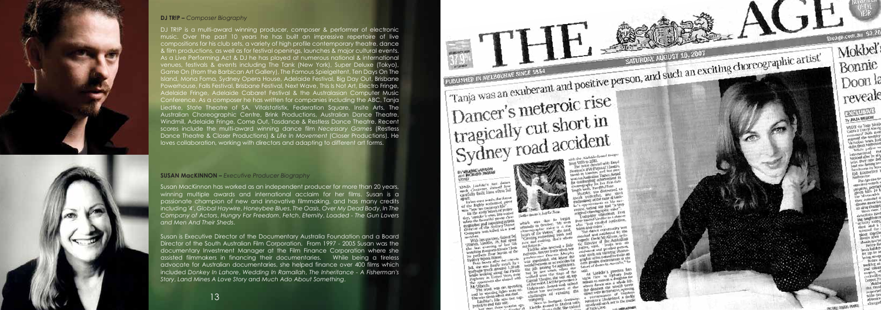**DJ TRIP –** *Composer Biography*

DJ TRIP is a multi-award winning producer, composer & performer of electronic music. Over the past 10 years he has built an impressive repertoire of live compositions for his club sets, a variety of high profile contemporary theatre, dance & film productions, as well as for festival openings, launches & major cultural events. As a Live Performing Act & DJ he has played at numerous national & international venues, festivals & events including The Tank (New York), Super Deluxe (Tokyo), Game On (from the Barbican Art Gallery), The Famous Spiegeltent, Ten Days On The Island, Mona Foma, Sydney Opera House, Adelaide Festival, Big Day Out, Brisbane Powerhouse, Falls Festival, Brisbane Festival, Next Wave, This Is Not Art, Electro Fringe, Adelaide Fringe, Adelaide Cabaret Festival & the Australasian Computer Music Conference. As a composer he has written for companies including the ABC, Tanja Liedtke, State Theatre of SA, Vitalstatistix, Federation Square, Insite Arts, The Australian Choreographic Centre, Brink Productions, Australian Dance Theatre, Windmill, Adelaide Fringe, Come Out, Tasdance & Restless Dance Theatre. Recent scores include the multi-award winning dance film *Necessary Games* (Restless Dance Theatre & Closer Productions) & *Life In Movement* (Closer Productions). He loves collaboration, working with directors and adapting to different art forms.

**SUSAN MacKINNON –** *Executive Producer Biography*

Susan MacKinnon has worked as an independent producer for more than 20 years, winning multiple awards and international acclaim for her films. Susan is a passionate champion of new and innovative filmmaking, and has many credits including *'4'*, *Global Haywire*, *Honeybee Blues*, *The Oasis*, *Over My Dead Body*, *In The Company of Actors*, *Hungry For Freedom*, *Fetch*, *Eternity*, *Loaded - The Gun Lovers and Men And Their Sheds*.

Susan is Executive Director of the Documentary Australia Foundation and a Board Director of the South Australian Film Corporation. From 1997 - 2005 Susan was the documentary Investment Manager at the Film Finance Corporation where she assisted filmmakers in financing their documentaries. While being a tireless advocate for Australian documentaries, she helped finance over 400 films which included *Donkey In Lahore*, *Wedding In Ramallah*, *The Inheritance - A Fisherman's Story*, *Land Mines A Love Story* and *Much Ado About Something*.

THE AGE

SATURDAY, AUGUST 18, 2007

'Tanja was an exuberant and positive person, and such an exciting choreographic artist'

# Dancer's meteoric rise tragically cut short in Sydney road accident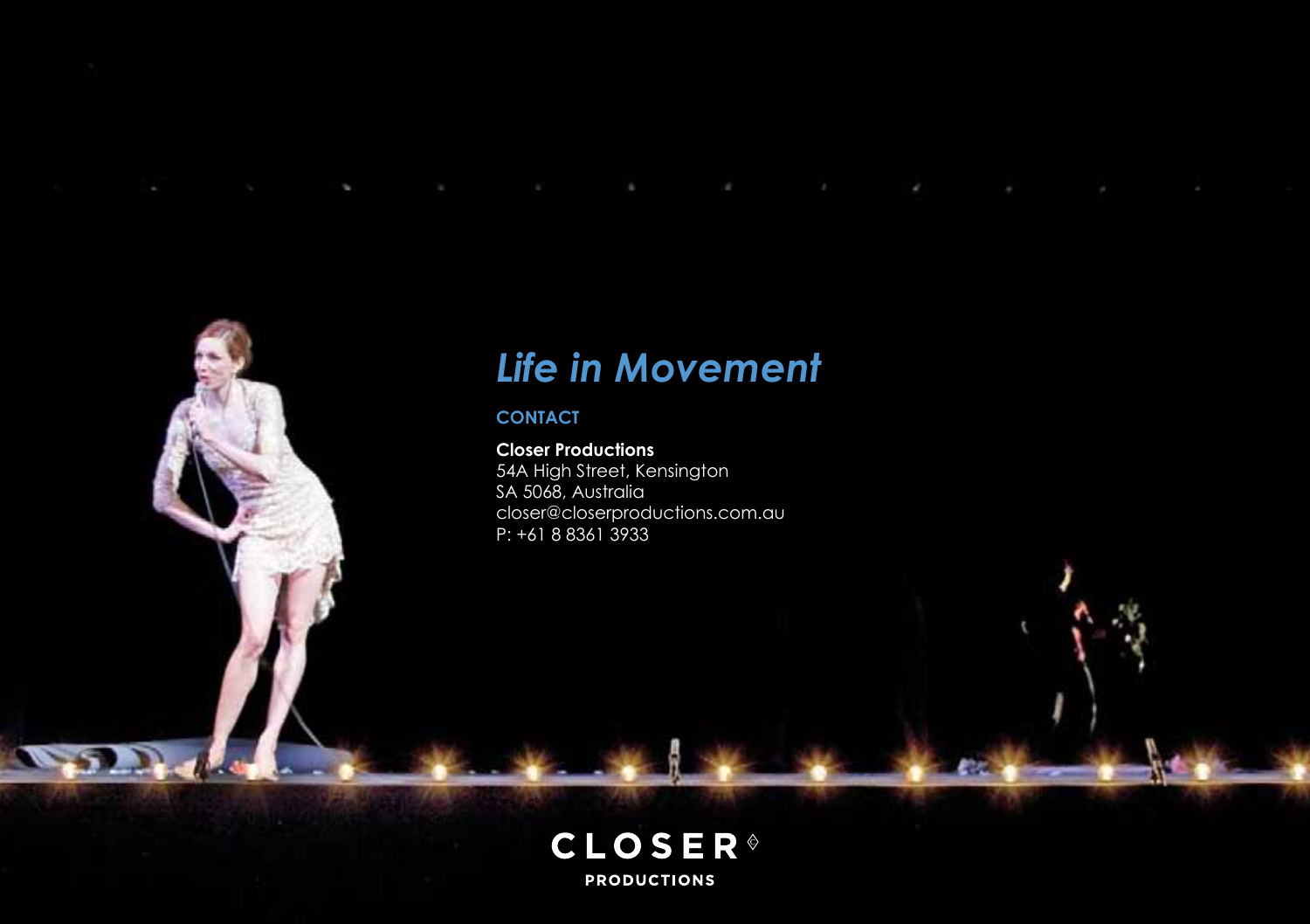## *Life in Movement*

### CONTACT

**Closer Productions**
54A High Street, Kensington
SA 5068, Australia
closer@closerproductions.com.au
P: +61 8 8361 3933

CLOSER
PRODUCTIONS